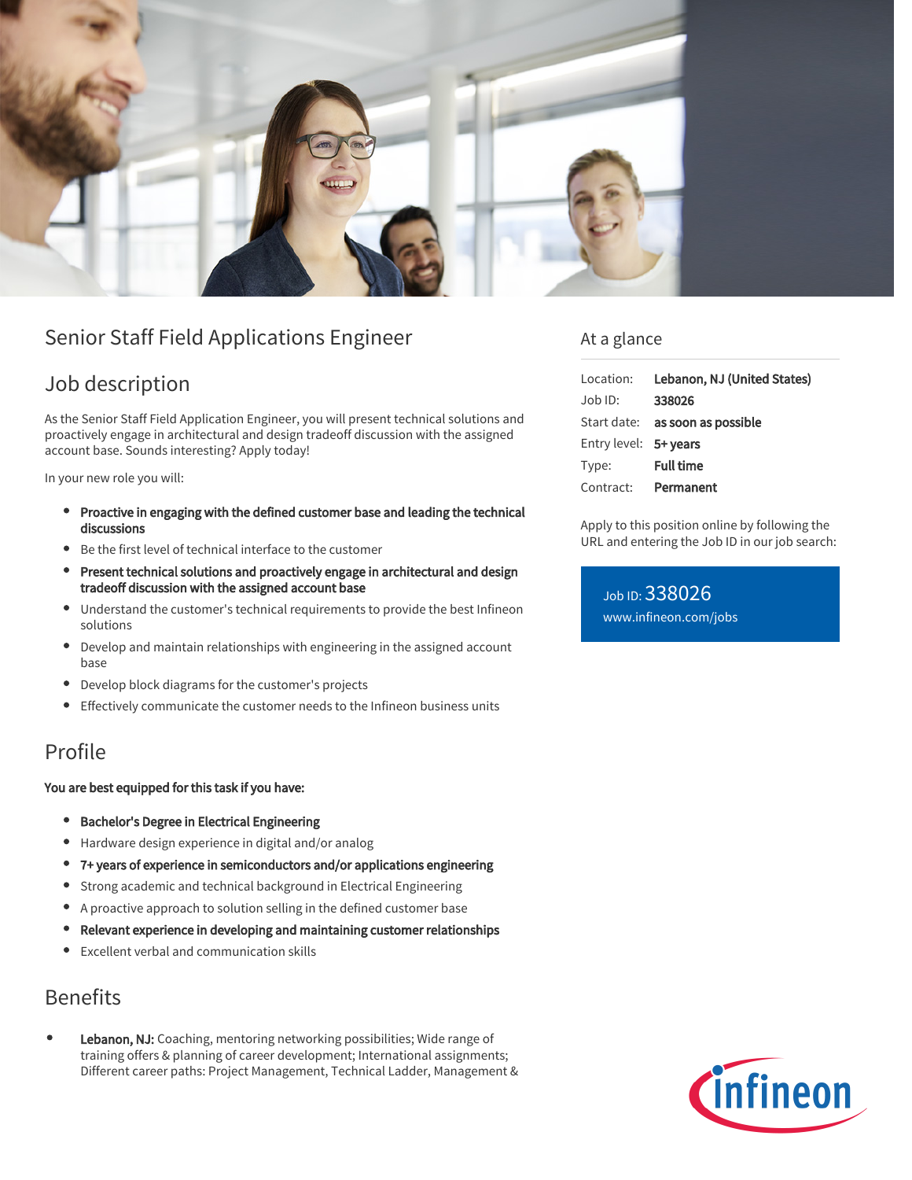# Senior Staff Field Applications Engineer

## Job description

As the Senior Staff Field Application Engineer, you will present technical solutions and proactively engage in architectural and design tradeoff discussion with the assigned account base. Sounds interesting? Apply today!

In your new role you will:

- **Proactive in engaging with the defined customer base and leading the technical discussions**
- Be the first level of technical interface to the customer
- **Present technical solutions and proactively engage in architectural and design tradeoff discussion with the assigned account base**
- Understand the customer's technical requirements to provide the best Infineon solutions
- Develop and maintain relationships with engineering in the assigned account base
- Develop block diagrams for the customer's projects
- Effectively communicate the customer needs to the Infineon business units

## Profile

**You are best equipped for this task if you have:**

- **Bachelor's Degree in Electrical Engineering**
- Hardware design experience in digital and/or analog
- **7+ years of experience in semiconductors and/or applications engineering**
- Strong academic and technical background in Electrical Engineering
- A proactive approach to solution selling in the defined customer base
- **Relevant experience in developing and maintaining customer relationships**
- Excellent verbal and communication skills

## Benefits

- **Lebanon, NJ:** Coaching, mentoring networking possibilities; Wide range of training offers & planning of career development; International assignments; Different career paths: Project Management, Technical Ladder, Management &

## At a glance

| | |
|---|---|
| Location: | **Lebanon, NJ (United States)** |
| Job ID: | **338026** |
| Start date: | **as soon as possible** |
| Entry level: | **5+ years** |
| Type: | **Full time** |
| Contract: | **Permanent** |

Apply to this position online by following the URL and entering the Job ID in our job search:

Job ID: 338026
www.infineon.com/jobs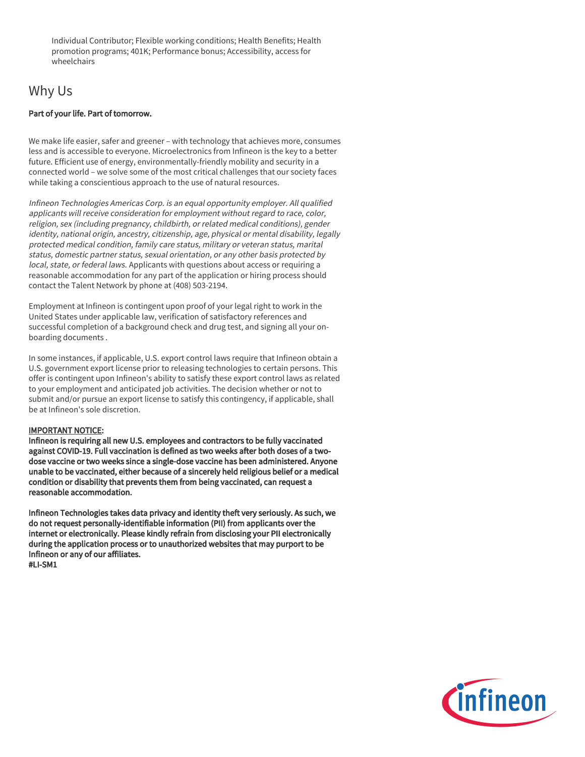Individual Contributor; Flexible working conditions; Health Benefits; Health promotion programs; 401K; Performance bonus; Accessibility, access for wheelchairs

## Why Us

**Part of your life. Part of tomorrow.**

We make life easier, safer and greener – with technology that achieves more, consumes less and is accessible to everyone. Microelectronics from Infineon is the key to a better future. Efficient use of energy, environmentally-friendly mobility and security in a connected world – we solve some of the most critical challenges that our society faces while taking a conscientious approach to the use of natural resources.

*Infineon Technologies Americas Corp. is an equal opportunity employer. All qualified applicants will receive consideration for employment without regard to race, color, religion, sex (including pregnancy, childbirth, or related medical conditions), gender identity, national origin, ancestry, citizenship, age, physical or mental disability, legally protected medical condition, family care status, military or veteran status, marital status, domestic partner status, sexual orientation, or any other basis protected by local, state, or federal laws.* Applicants with questions about access or requiring a reasonable accommodation for any part of the application or hiring process should contact the Talent Network by phone at (408) 503-2194.

Employment at Infineon is contingent upon proof of your legal right to work in the United States under applicable law, verification of satisfactory references and successful completion of a background check and drug test, and signing all your on-boarding documents .

In some instances, if applicable, U.S. export control laws require that Infineon obtain a U.S. government export license prior to releasing technologies to certain persons. This offer is contingent upon Infineon's ability to satisfy these export control laws as related to your employment and anticipated job activities. The decision whether or not to submit and/or pursue an export license to satisfy this contingency, if applicable, shall be at Infineon's sole discretion.

**IMPORTANT NOTICE:**
**Infineon is requiring all new U.S. employees and contractors to be fully vaccinated against COVID-19. Full vaccination is defined as two weeks after both doses of a two-dose vaccine or two weeks since a single-dose vaccine has been administered. Anyone unable to be vaccinated, either because of a sincerely held religious belief or a medical condition or disability that prevents them from being vaccinated, can request a reasonable accommodation.**

**Infineon Technologies takes data privacy and identity theft very seriously. As such, we do not request personally-identifiable information (PII) from applicants over the internet or electronically. Please kindly refrain from disclosing your PII electronically during the application process or to unauthorized websites that may purport to be Infineon or any of our affiliates.**
**#LI-SM1**

infineon